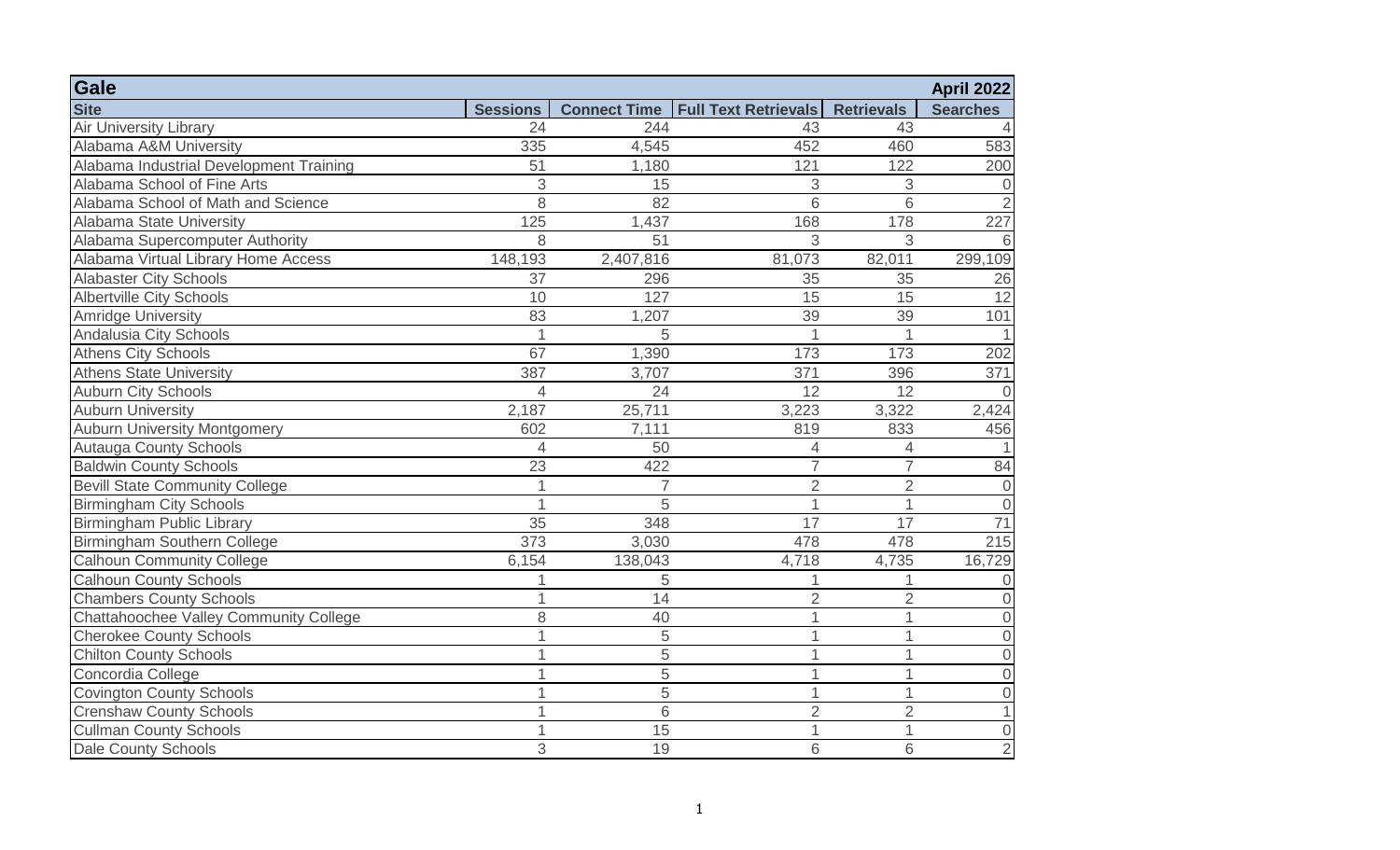| Gale | | | | | April 2022 |
|---|---|---|---|---|---|
| **Site** | **Sessions** | **Connect Time** | **Full Text Retrievals** | **Retrievals** | **Searches** |
| Air University Library | 24 | 244 | 43 | 43 | 4 |
| Alabama A&M University | 335 | 4,545 | 452 | 460 | 583 |
| Alabama Industrial Development Training | 51 | 1,180 | 121 | 122 | 200 |
| Alabama School of Fine Arts | 3 | 15 | 3 | 3 | 0 |
| Alabama School of Math and Science | 8 | 82 | 6 | 6 | 2 |
| Alabama State University | 125 | 1,437 | 168 | 178 | 227 |
| Alabama Supercomputer Authority | 8 | 51 | 3 | 3 | 6 |
| Alabama Virtual Library Home Access | 148,193 | 2,407,816 | 81,073 | 82,011 | 299,109 |
| Alabaster City Schools | 37 | 296 | 35 | 35 | 26 |
| Albertville City Schools | 10 | 127 | 15 | 15 | 12 |
| Amridge University | 83 | 1,207 | 39 | 39 | 101 |
| Andalusia City Schools | 1 | 5 | 1 | 1 | 1 |
| Athens City Schools | 67 | 1,390 | 173 | 173 | 202 |
| Athens State University | 387 | 3,707 | 371 | 396 | 371 |
| Auburn City Schools | 4 | 24 | 12 | 12 | 0 |
| Auburn University | 2,187 | 25,711 | 3,223 | 3,322 | 2,424 |
| Auburn University Montgomery | 602 | 7,111 | 819 | 833 | 456 |
| Autauga County Schools | 4 | 50 | 4 | 4 | 1 |
| Baldwin County Schools | 23 | 422 | 7 | 7 | 84 |
| Bevill State Community College | 1 | 7 | 2 | 2 | 0 |
| Birmingham City Schools | 1 | 5 | 1 | 1 | 0 |
| Birmingham Public Library | 35 | 348 | 17 | 17 | 71 |
| Birmingham Southern College | 373 | 3,030 | 478 | 478 | 215 |
| Calhoun Community College | 6,154 | 138,043 | 4,718 | 4,735 | 16,729 |
| Calhoun County Schools | 1 | 5 | 1 | 1 | 0 |
| Chambers County Schools | 1 | 14 | 2 | 2 | 0 |
| Chattahoochee Valley Community College | 8 | 40 | 1 | 1 | 0 |
| Cherokee County Schools | 1 | 5 | 1 | 1 | 0 |
| Chilton County Schools | 1 | 5 | 1 | 1 | 0 |
| Concordia College | 1 | 5 | 1 | 1 | 0 |
| Covington County Schools | 1 | 5 | 1 | 1 | 0 |
| Crenshaw County Schools | 1 | 6 | 2 | 2 | 1 |
| Cullman County Schools | 1 | 15 | 1 | 1 | 0 |
| Dale County Schools | 3 | 19 | 6 | 6 | 2 |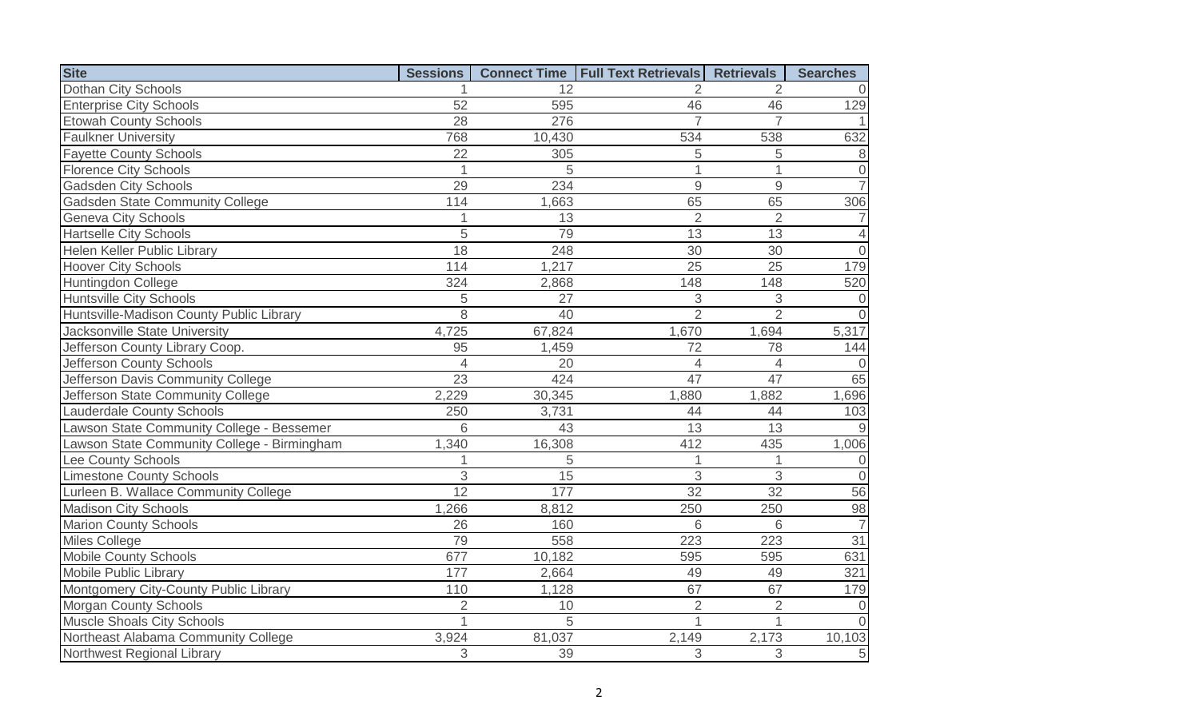| Site | Sessions | Connect Time | Full Text Retrievals | Retrievals | Searches |
|---|---|---|---|---|---|
| Dothan City Schools | 1 | 12 | 2 | 2 | 0 |
| Enterprise City Schools | 52 | 595 | 46 | 46 | 129 |
| Etowah County Schools | 28 | 276 | 7 | 7 | 1 |
| Faulkner University | 768 | 10,430 | 534 | 538 | 632 |
| Fayette County Schools | 22 | 305 | 5 | 5 | 8 |
| Florence City Schools | 1 | 5 | 1 | 1 | 0 |
| Gadsden City Schools | 29 | 234 | 9 | 9 | 7 |
| Gadsden State Community College | 114 | 1,663 | 65 | 65 | 306 |
| Geneva City Schools | 1 | 13 | 2 | 2 | 7 |
| Hartselle City Schools | 5 | 79 | 13 | 13 | 4 |
| Helen Keller Public Library | 18 | 248 | 30 | 30 | 0 |
| Hoover City Schools | 114 | 1,217 | 25 | 25 | 179 |
| Huntingdon College | 324 | 2,868 | 148 | 148 | 520 |
| Huntsville City Schools | 5 | 27 | 3 | 3 | 0 |
| Huntsville-Madison County Public Library | 8 | 40 | 2 | 2 | 0 |
| Jacksonville State University | 4,725 | 67,824 | 1,670 | 1,694 | 5,317 |
| Jefferson County Library Coop. | 95 | 1,459 | 72 | 78 | 144 |
| Jefferson County Schools | 4 | 20 | 4 | 4 | 0 |
| Jefferson Davis Community College | 23 | 424 | 47 | 47 | 65 |
| Jefferson State Community College | 2,229 | 30,345 | 1,880 | 1,882 | 1,696 |
| Lauderdale County Schools | 250 | 3,731 | 44 | 44 | 103 |
| Lawson State Community College - Bessemer | 6 | 43 | 13 | 13 | 9 |
| Lawson State Community College - Birmingham | 1,340 | 16,308 | 412 | 435 | 1,006 |
| Lee County Schools | 1 | 5 | 1 | 1 | 0 |
| Limestone County Schools | 3 | 15 | 3 | 3 | 0 |
| Lurleen B. Wallace Community College | 12 | 177 | 32 | 32 | 56 |
| Madison City Schools | 1,266 | 8,812 | 250 | 250 | 98 |
| Marion County Schools | 26 | 160 | 6 | 6 | 7 |
| Miles College | 79 | 558 | 223 | 223 | 31 |
| Mobile County Schools | 677 | 10,182 | 595 | 595 | 631 |
| Mobile Public Library | 177 | 2,664 | 49 | 49 | 321 |
| Montgomery City-County Public Library | 110 | 1,128 | 67 | 67 | 179 |
| Morgan County Schools | 2 | 10 | 2 | 2 | 0 |
| Muscle Shoals City Schools | 1 | 5 | 1 | 1 | 0 |
| Northeast Alabama Community College | 3,924 | 81,037 | 2,149 | 2,173 | 10,103 |
| Northwest Regional Library | 3 | 39 | 3 | 3 | 5 |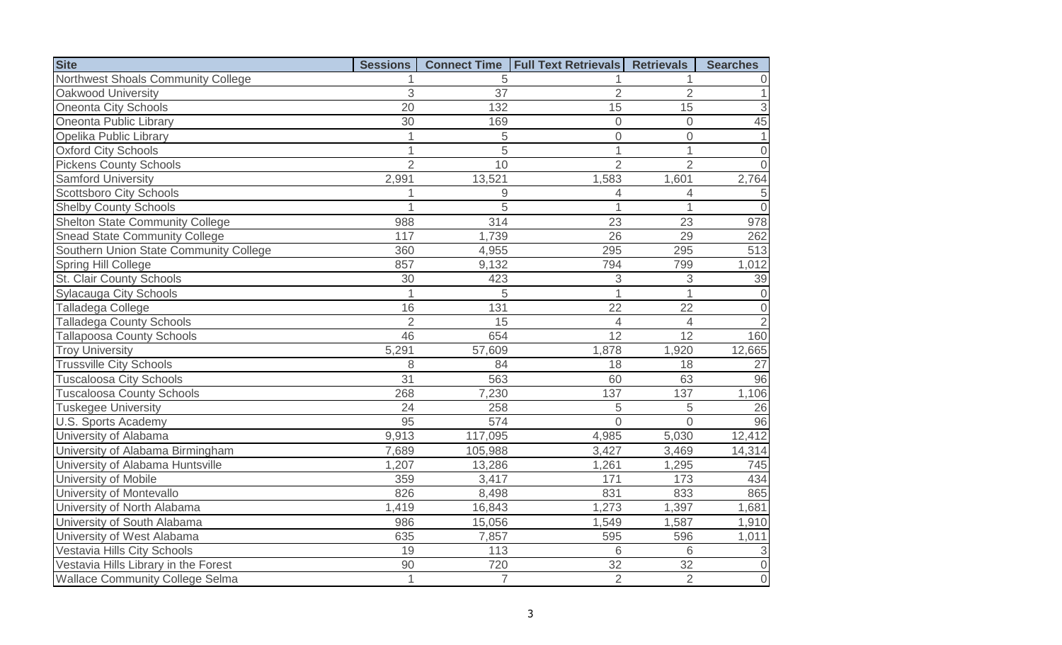| Site | Sessions | Connect Time | Full Text Retrievals | Retrievals | Searches |
|---|---|---|---|---|---|
| Northwest Shoals Community College | 1 | 5 | 1 | 1 | 0 |
| Oakwood University | 3 | 37 | 2 | 2 | 1 |
| Oneonta City Schools | 20 | 132 | 15 | 15 | 3 |
| Oneonta Public Library | 30 | 169 | 0 | 0 | 45 |
| Opelika Public Library | 1 | 5 | 0 | 0 | 1 |
| Oxford City Schools | 1 | 5 | 1 | 1 | 0 |
| Pickens County Schools | 2 | 10 | 2 | 2 | 0 |
| Samford University | 2,991 | 13,521 | 1,583 | 1,601 | 2,764 |
| Scottsboro City Schools | 1 | 9 | 4 | 4 | 5 |
| Shelby County Schools | 1 | 5 | 1 | 1 | 0 |
| Shelton State Community College | 988 | 314 | 23 | 23 | 978 |
| Snead State Community College | 117 | 1,739 | 26 | 29 | 262 |
| Southern Union State Community College | 360 | 4,955 | 295 | 295 | 513 |
| Spring Hill College | 857 | 9,132 | 794 | 799 | 1,012 |
| St. Clair County Schools | 30 | 423 | 3 | 3 | 39 |
| Sylacauga City Schools | 1 | 5 | 1 | 1 | 0 |
| Talladega College | 16 | 131 | 22 | 22 | 0 |
| Talladega County Schools | 2 | 15 | 4 | 4 | 2 |
| Tallapoosa County Schools | 46 | 654 | 12 | 12 | 160 |
| Troy University | 5,291 | 57,609 | 1,878 | 1,920 | 12,665 |
| Trussville City Schools | 8 | 84 | 18 | 18 | 27 |
| Tuscaloosa City Schools | 31 | 563 | 60 | 63 | 96 |
| Tuscaloosa County Schools | 268 | 7,230 | 137 | 137 | 1,106 |
| Tuskegee University | 24 | 258 | 5 | 5 | 26 |
| U.S. Sports Academy | 95 | 574 | 0 | 0 | 96 |
| University of Alabama | 9,913 | 117,095 | 4,985 | 5,030 | 12,412 |
| University of Alabama Birmingham | 7,689 | 105,988 | 3,427 | 3,469 | 14,314 |
| University of Alabama Huntsville | 1,207 | 13,286 | 1,261 | 1,295 | 745 |
| University of Mobile | 359 | 3,417 | 171 | 173 | 434 |
| University of Montevallo | 826 | 8,498 | 831 | 833 | 865 |
| University of North Alabama | 1,419 | 16,843 | 1,273 | 1,397 | 1,681 |
| University of South Alabama | 986 | 15,056 | 1,549 | 1,587 | 1,910 |
| University of West Alabama | 635 | 7,857 | 595 | 596 | 1,011 |
| Vestavia Hills City Schools | 19 | 113 | 6 | 6 | 3 |
| Vestavia Hills Library in the Forest | 90 | 720 | 32 | 32 | 0 |
| Wallace Community College Selma | 1 | 7 | 2 | 2 | 0 |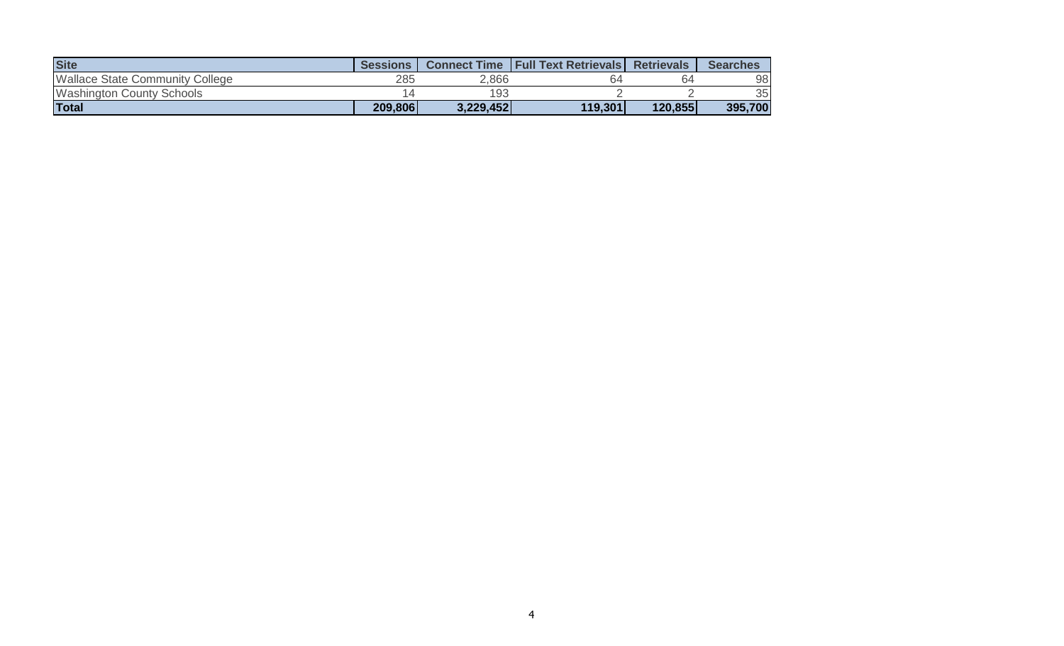| Site | Sessions | Connect Time | Full Text Retrievals | Retrievals | Searches |
|---|---|---|---|---|---|
| Wallace State Community College | 285 | 2,866 | 64 | 64 | 98 |
| Washington County Schools | 14 | 193 | 2 | 2 | 35 |
| **Total** | **209,806** | **3,229,452** | **119,301** | **120,855** | **395,700** |